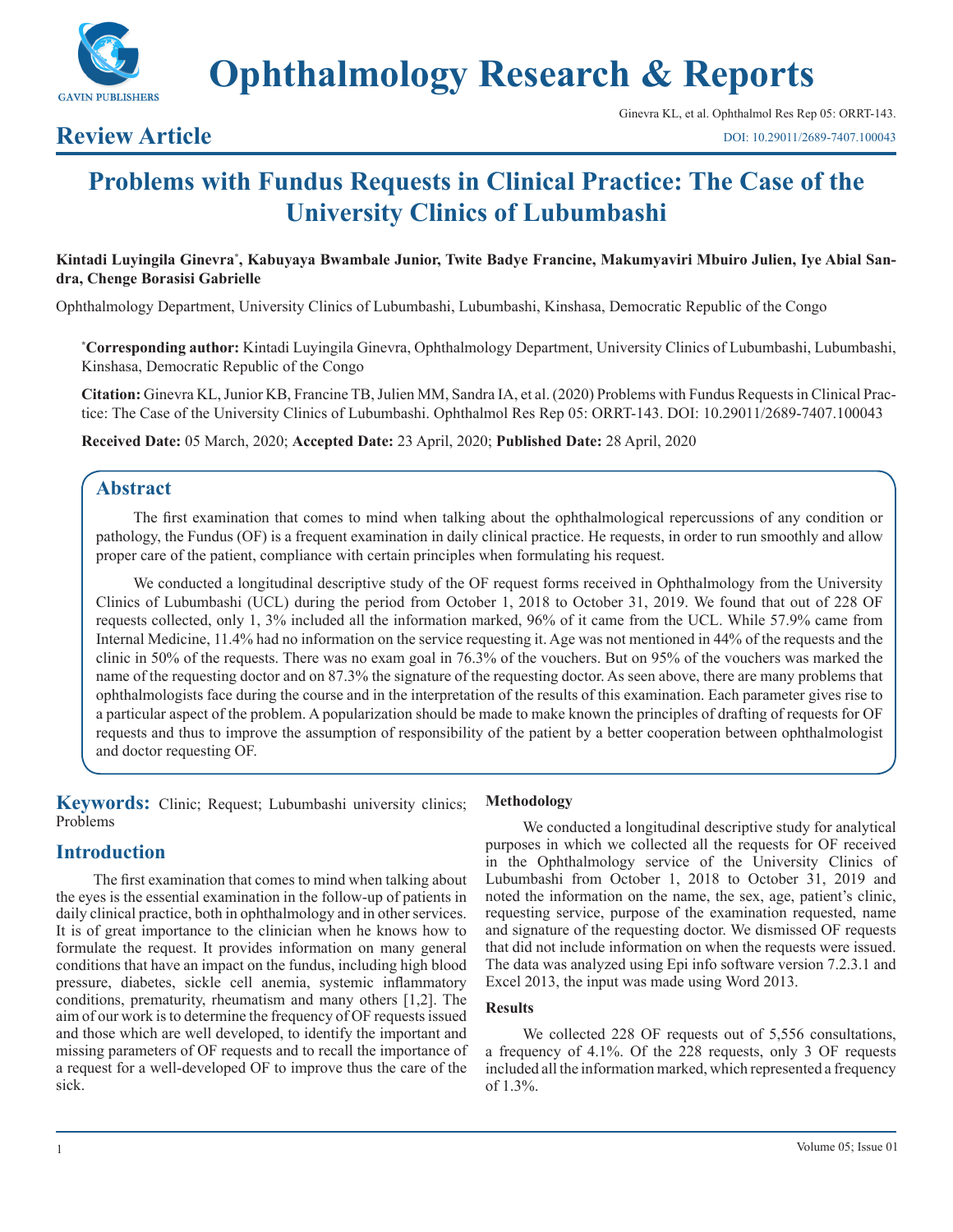# Ophthalmology Research & Reports

## Review Article

# Problems with Fundus Requests in Clinical Practice: The Case of the University Clinics of Lubumbashi

**Kintadi Luyingila Ginevra*, Kabuyaya Bwambale Junior, Twite Badye Francine, Makumyaviri Mbuiro Julien, Iye Abial Sandra, Chenge Borasisi Gabrielle**

Ophthalmology Department, University Clinics of Lubumbashi, Lubumbashi, Kinshasa, Democratic Republic of the Congo

***Corresponding author:** Kintadi Luyingila Ginevra, Ophthalmology Department, University Clinics of Lubumbashi, Lubumbashi, Kinshasa, Democratic Republic of the Congo

**Citation:** Ginevra KL, Junior KB, Francine TB, Julien MM, Sandra IA, et al. (2020) Problems with Fundus Requests in Clinical Practice: The Case of the University Clinics of Lubumbashi. Ophthalmol Res Rep 05: ORRT-143. DOI: 10.29011/2689-7407.100043

**Received Date:** 05 March, 2020; **Accepted Date:** 23 April, 2020; **Published Date:** 28 April, 2020

## Abstract

The first examination that comes to mind when talking about the ophthalmological repercussions of any condition or pathology, the Fundus (OF) is a frequent examination in daily clinical practice. He requests, in order to run smoothly and allow proper care of the patient, compliance with certain principles when formulating his request.

We conducted a longitudinal descriptive study of the OF request forms received in Ophthalmology from the University Clinics of Lubumbashi (UCL) during the period from October 1, 2018 to October 31, 2019. We found that out of 228 OF requests collected, only 1, 3% included all the information marked, 96% of it came from the UCL. While 57.9% came from Internal Medicine, 11.4% had no information on the service requesting it. Age was not mentioned in 44% of the requests and the clinic in 50% of the requests. There was no exam goal in 76.3% of the vouchers. But on 95% of the vouchers was marked the name of the requesting doctor and on 87.3% the signature of the requesting doctor. As seen above, there are many problems that ophthalmologists face during the course and in the interpretation of the results of this examination. Each parameter gives rise to a particular aspect of the problem. A popularization should be made to make known the principles of drafting of requests for OF requests and thus to improve the assumption of responsibility of the patient by a better cooperation between ophthalmologist and doctor requesting OF.

**Keywords:** Clinic; Request; Lubumbashi university clinics; Problems

## Introduction

The first examination that comes to mind when talking about the eyes is the essential examination in the follow-up of patients in daily clinical practice, both in ophthalmology and in other services. It is of great importance to the clinician when he knows how to formulate the request. It provides information on many general conditions that have an impact on the fundus, including high blood pressure, diabetes, sickle cell anemia, systemic inflammatory conditions, prematurity, rheumatism and many others [1,2]. The aim of our work is to determine the frequency of OF requests issued and those which are well developed, to identify the important and missing parameters of OF requests and to recall the importance of a request for a well-developed OF to improve thus the care of the sick.

### Methodology

We conducted a longitudinal descriptive study for analytical purposes in which we collected all the requests for OF received in the Ophthalmology service of the University Clinics of Lubumbashi from October 1, 2018 to October 31, 2019 and noted the information on the name, the sex, age, patient's clinic, requesting service, purpose of the examination requested, name and signature of the requesting doctor. We dismissed OF requests that did not include information on when the requests were issued. The data was analyzed using Epi info software version 7.2.3.1 and Excel 2013, the input was made using Word 2013.

### Results

We collected 228 OF requests out of 5,556 consultations, a frequency of 4.1%. Of the 228 requests, only 3 OF requests included all the information marked, which represented a frequency of 1.3%.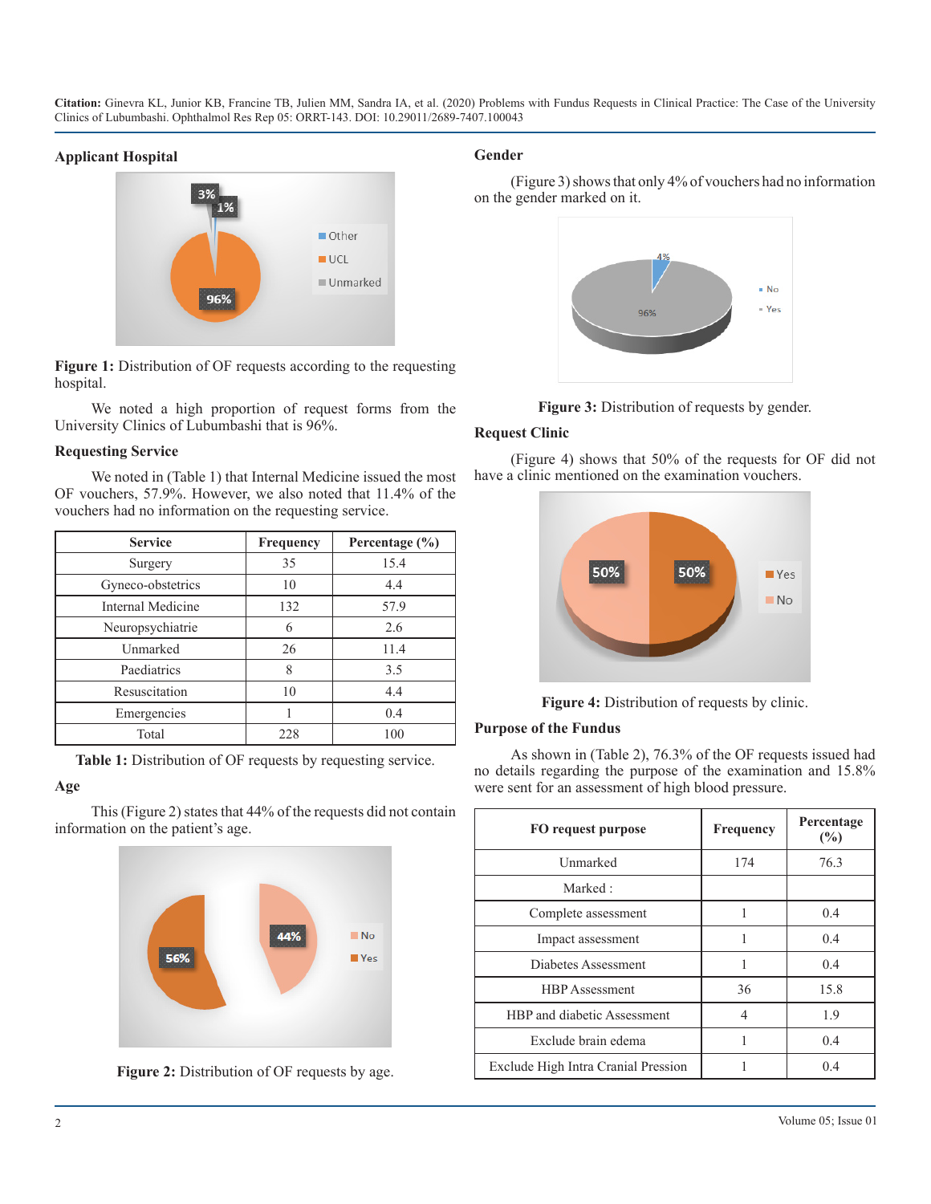### Applicant Hospital

**Figure 1:** Distribution of OF requests according to the requesting hospital.

We noted a high proportion of request forms from the University Clinics of Lubumbashi that is 96%.

### Requesting Service

We noted in (Table 1) that Internal Medicine issued the most OF vouchers, 57.9%. However, we also noted that 11.4% of the vouchers had no information on the requesting service.

| Service | Frequency | Percentage (%) |
|---|---|---|
| Surgery | 35 | 15.4 |
| Gyneco-obstetrics | 10 | 4.4 |
| Internal Medicine | 132 | 57.9 |
| Neuropsychiatrie | 6 | 2.6 |
| Unmarked | 26 | 11.4 |
| Paediatrics | 8 | 3.5 |
| Resuscitation | 10 | 4.4 |
| Emergencies | 1 | 0.4 |
| Total | 228 | 100 |

**Table 1:** Distribution of OF requests by requesting service.

### Age

This (Figure 2) states that 44% of the requests did not contain information on the patient's age.

**Figure 2:** Distribution of OF requests by age.

### Gender

(Figure 3) shows that only 4% of vouchers had no information on the gender marked on it.

**Figure 3:** Distribution of requests by gender.

### Request Clinic

(Figure 4) shows that 50% of the requests for OF did not have a clinic mentioned on the examination vouchers.

**Figure 4:** Distribution of requests by clinic.

### Purpose of the Fundus

As shown in (Table 2), 76.3% of the OF requests issued had no details regarding the purpose of the examination and 15.8% were sent for an assessment of high blood pressure.

| FO request purpose | Frequency | Percentage (%) |
|---|---|---|
| Unmarked | 174 | 76.3 |
| Marked : | | |
| Complete assessment | 1 | 0.4 |
| Impact assessment | 1 | 0.4 |
| Diabetes Assessment | 1 | 0.4 |
| HBP Assessment | 36 | 15.8 |
| HBP and diabetic Assessment | 4 | 1.9 |
| Exclude brain edema | 1 | 0.4 |
| Exclude High Intra Cranial Pression | 1 | 0.4 |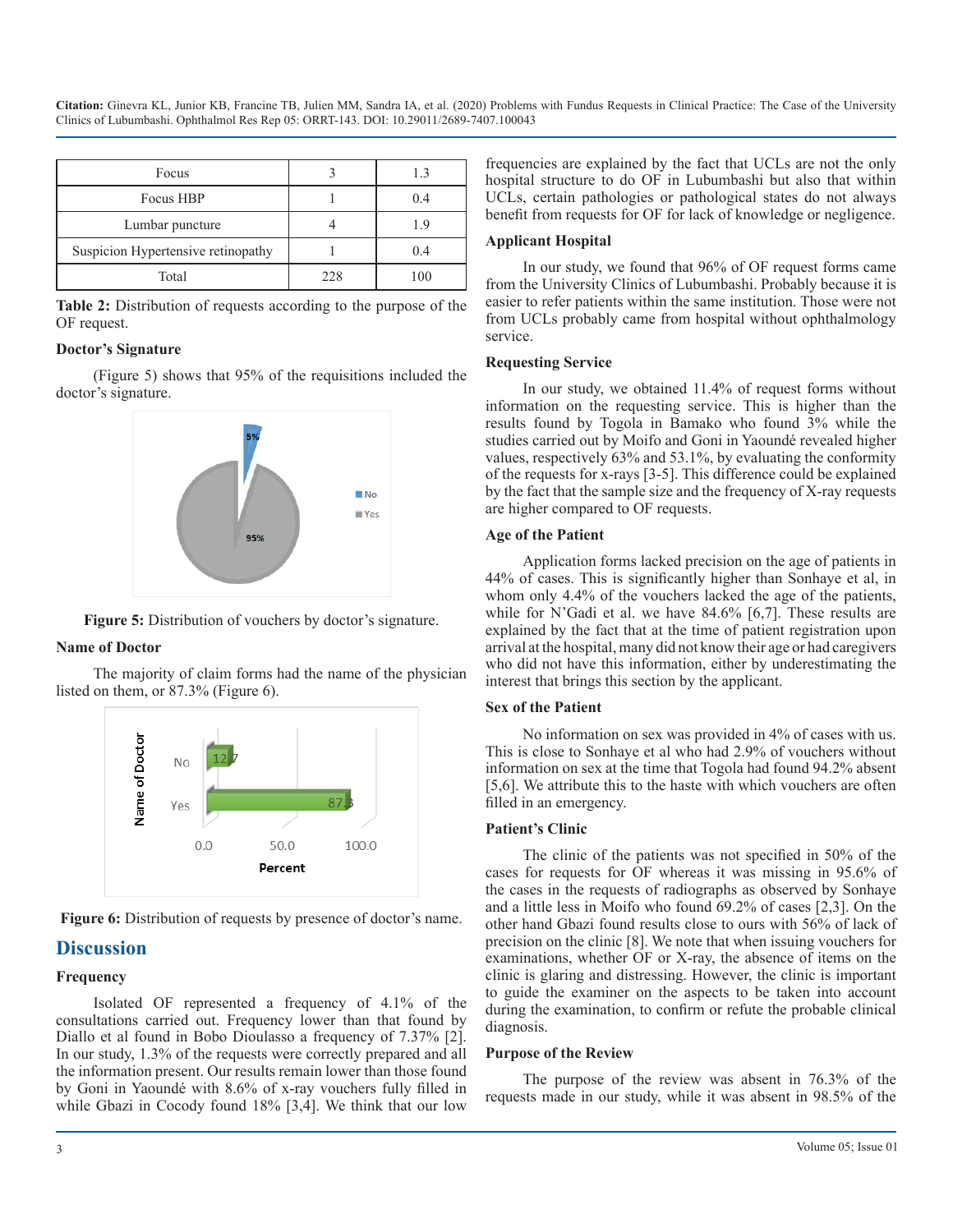| Focus | 3 | 1.3 |
|---|---|---|
| Focus HBP | 1 | 0.4 |
| Lumbar puncture | 4 | 1.9 |
| Suspicion Hypertensive retinopathy | 1 | 0.4 |
| Total | 228 | 100 |

**Table 2:** Distribution of requests according to the purpose of the OF request.

### Doctor's Signature

(Figure 5) shows that 95% of the requisitions included the doctor's signature.

**Figure 5:** Distribution of vouchers by doctor's signature.

### Name of Doctor

The majority of claim forms had the name of the physician listed on them, or 87.3% (Figure 6).

**Figure 6:** Distribution of requests by presence of doctor's name.

## Discussion

### Frequency

Isolated OF represented a frequency of 4.1% of the consultations carried out. Frequency lower than that found by Diallo et al found in Bobo Dioulasso a frequency of 7.37% [2]. In our study, 1.3% of the requests were correctly prepared and all the information present. Our results remain lower than those found by Goni in Yaoundé with 8.6% of x-ray vouchers fully filled in while Gbazi in Cocody found 18% [3,4]. We think that our low frequencies are explained by the fact that UCLs are not the only hospital structure to do OF in Lubumbashi but also that within UCLs, certain pathologies or pathological states do not always benefit from requests for OF for lack of knowledge or negligence.

### Applicant Hospital

In our study, we found that 96% of OF request forms came from the University Clinics of Lubumbashi. Probably because it is easier to refer patients within the same institution. Those were not from UCLs probably came from hospital without ophthalmology service.

### Requesting Service

In our study, we obtained 11.4% of request forms without information on the requesting service. This is higher than the results found by Togola in Bamako who found 3% while the studies carried out by Moifo and Goni in Yaoundé revealed higher values, respectively 63% and 53.1%, by evaluating the conformity of the requests for x-rays [3-5]. This difference could be explained by the fact that the sample size and the frequency of X-ray requests are higher compared to OF requests.

### Age of the Patient

Application forms lacked precision on the age of patients in 44% of cases. This is significantly higher than Sonhaye et al, in whom only 4.4% of the vouchers lacked the age of the patients, while for N'Gadi et al. we have 84.6% [6,7]. These results are explained by the fact that at the time of patient registration upon arrival at the hospital, many did not know their age or had caregivers who did not have this information, either by underestimating the interest that brings this section by the applicant.

### Sex of the Patient

No information on sex was provided in 4% of cases with us. This is close to Sonhaye et al who had 2.9% of vouchers without information on sex at the time that Togola had found 94.2% absent [5,6]. We attribute this to the haste with which vouchers are often filled in an emergency.

### Patient's Clinic

The clinic of the patients was not specified in 50% of the cases for requests for OF whereas it was missing in 95.6% of the cases in the requests of radiographs as observed by Sonhaye and a little less in Moifo who found 69.2% of cases [2,3]. On the other hand Gbazi found results close to ours with 56% of lack of precision on the clinic [8]. We note that when issuing vouchers for examinations, whether OF or X-ray, the absence of items on the clinic is glaring and distressing. However, the clinic is important to guide the examiner on the aspects to be taken into account during the examination, to confirm or refute the probable clinical diagnosis.

### Purpose of the Review

The purpose of the review was absent in 76.3% of the requests made in our study, while it was absent in 98.5% of the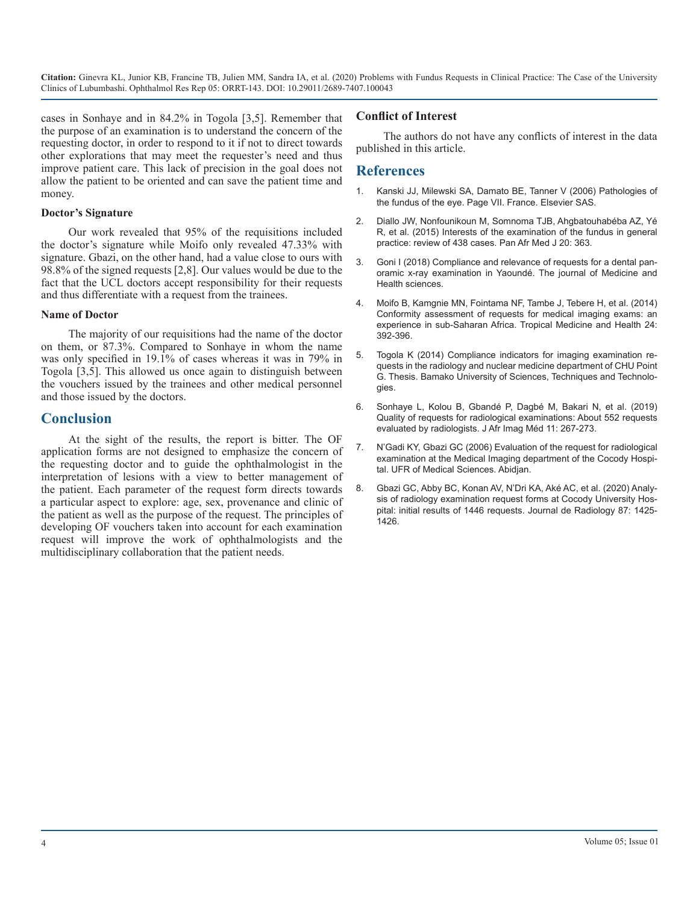cases in Sonhaye and in 84.2% in Togola [3,5]. Remember that the purpose of an examination is to understand the concern of the requesting doctor, in order to respond to it if not to direct towards other explorations that may meet the requester's need and thus improve patient care. This lack of precision in the goal does not allow the patient to be oriented and can save the patient time and money.

### Doctor's Signature

Our work revealed that 95% of the requisitions included the doctor's signature while Moifo only revealed 47.33% with signature. Gbazi, on the other hand, had a value close to ours with 98.8% of the signed requests [2,8]. Our values would be due to the fact that the UCL doctors accept responsibility for their requests and thus differentiate with a request from the trainees.

### Name of Doctor

The majority of our requisitions had the name of the doctor on them, or 87.3%. Compared to Sonhaye in whom the name was only specified in 19.1% of cases whereas it was in 79% in Togola [3,5]. This allowed us once again to distinguish between the vouchers issued by the trainees and other medical personnel and those issued by the doctors.

## Conclusion

At the sight of the results, the report is bitter. The OF application forms are not designed to emphasize the concern of the requesting doctor and to guide the ophthalmologist in the interpretation of lesions with a view to better management of the patient. Each parameter of the request form directs towards a particular aspect to explore: age, sex, provenance and clinic of the patient as well as the purpose of the request. The principles of developing OF vouchers taken into account for each examination request will improve the work of ophthalmologists and the multidisciplinary collaboration that the patient needs.

### Conflict of Interest

The authors do not have any conflicts of interest in the data published in this article.

## References

1. Kanski JJ, Milewski SA, Damato BE, Tanner V (2006) Pathologies of the fundus of the eye. Page VII. France. Elsevier SAS.
2. Diallo JW, Nonfounikoun M, Somnoma TJB, Ahgbatouhabéba AZ, Yé R, et al. (2015) Interests of the examination of the fundus in general practice: review of 438 cases. Pan Afr Med J 20: 363.
3. Goni I (2018) Compliance and relevance of requests for a dental panoramic x-ray examination in Yaoundé. The journal of Medicine and Health sciences.
4. Moifo B, Kamgnie MN, Fointama NF, Tambe J, Tebere H, et al. (2014) Conformity assessment of requests for medical imaging exams: an experience in sub-Saharan Africa. Tropical Medicine and Health 24: 392-396.
5. Togola K (2014) Compliance indicators for imaging examination requests in the radiology and nuclear medicine department of CHU Point G. Thesis. Bamako University of Sciences, Techniques and Technologies.
6. Sonhaye L, Kolou B, Gbandé P, Dagbé M, Bakari N, et al. (2019) Quality of requests for radiological examinations: About 552 requests evaluated by radiologists. J Afr Imag Méd 11: 267-273.
7. N'Gadi KY, Gbazi GC (2006) Evaluation of the request for radiological examination at the Medical Imaging department of the Cocody Hospital. UFR of Medical Sciences. Abidjan.
8. Gbazi GC, Abby BC, Konan AV, N'Dri KA, Aké AC, et al. (2020) Analysis of radiology examination request forms at Cocody University Hospital: initial results of 1446 requests. Journal de Radiology 87: 1425-1426.